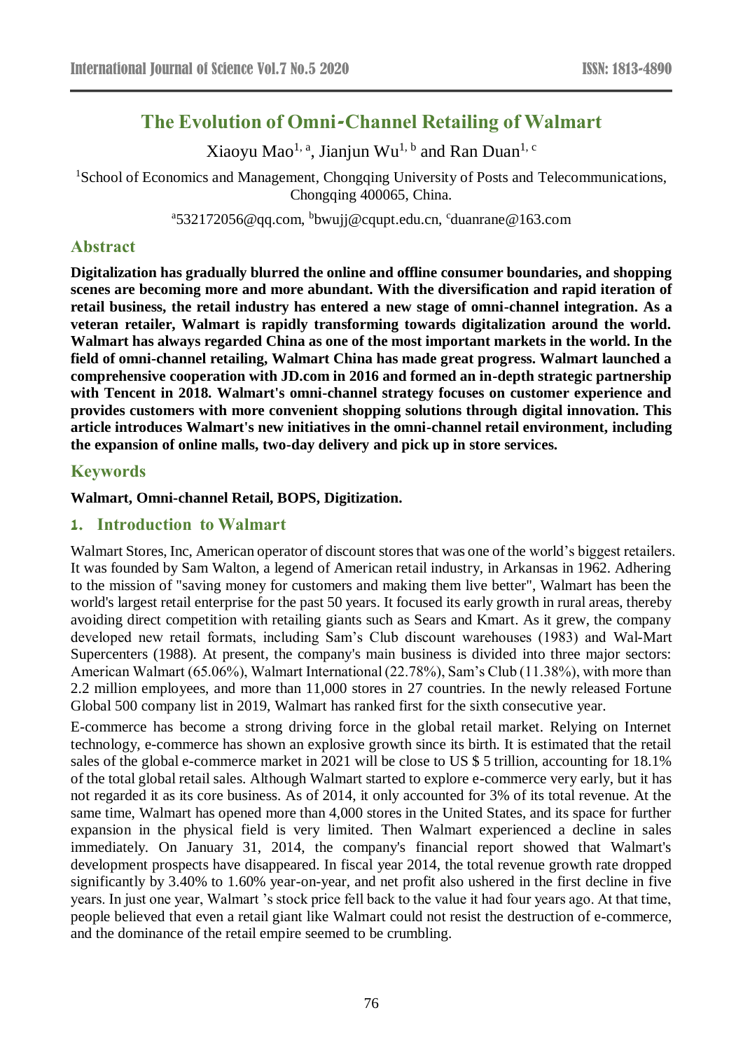# The Evolution of Omni-Channel Retailing of Walmart

Xiaoyu Mao[1, a], Jianjun Wu[1, b] and Ran Duan[1, c]

[1]School of Economics and Management, Chongqing University of Posts and Telecommunications, Chongqing 400065, China.

[a]532172056@qq.com, [b]bwujj@cqupt.edu.cn, [c]duanrane@163.com

## Abstract

**Digitalization has gradually blurred the online and offline consumer boundaries, and shopping scenes are becoming more and more abundant. With the diversification and rapid iteration of retail business, the retail industry has entered a new stage of omni-channel integration. As a veteran retailer, Walmart is rapidly transforming towards digitalization around the world. Walmart has always regarded China as one of the most important markets in the world. In the field of omni-channel retailing, Walmart China has made great progress. Walmart launched a comprehensive cooperation with JD.com in 2016 and formed an in-depth strategic partnership with Tencent in 2018. Walmart's omni-channel strategy focuses on customer experience and provides customers with more convenient shopping solutions through digital innovation. This article introduces Walmart's new initiatives in the omni-channel retail environment, including the expansion of online malls, two-day delivery and pick up in store services.**

## Keywords

**Walmart, Omni-channel Retail, BOPS, Digitization.**

## 1. Introduction to Walmart

Walmart Stores, Inc, American operator of discount stores that was one of the world's biggest retailers. It was founded by Sam Walton, a legend of American retail industry, in Arkansas in 1962. Adhering to the mission of "saving money for customers and making them live better", Walmart has been the world's largest retail enterprise for the past 50 years. It focused its early growth in rural areas, thereby avoiding direct competition with retailing giants such as Sears and Kmart. As it grew, the company developed new retail formats, including Sam's Club discount warehouses (1983) and Wal-Mart Supercenters (1988). At present, the company's main business is divided into three major sectors: American Walmart (65.06%), Walmart International (22.78%), Sam's Club (11.38%), with more than 2.2 million employees, and more than 11,000 stores in 27 countries. In the newly released Fortune Global 500 company list in 2019, Walmart has ranked first for the sixth consecutive year.

E-commerce has become a strong driving force in the global retail market. Relying on Internet technology, e-commerce has shown an explosive growth since its birth. It is estimated that the retail sales of the global e-commerce market in 2021 will be close to US $ 5 trillion, accounting for 18.1% of the total global retail sales. Although Walmart started to explore e-commerce very early, but it has not regarded it as its core business. As of 2014, it only accounted for 3% of its total revenue. At the same time, Walmart has opened more than 4,000 stores in the United States, and its space for further expansion in the physical field is very limited. Then Walmart experienced a decline in sales immediately. On January 31, 2014, the company's financial report showed that Walmart's development prospects have disappeared. In fiscal year 2014, the total revenue growth rate dropped significantly by 3.40% to 1.60% year-on-year, and net profit also ushered in the first decline in five years. In just one year, Walmart 's stock price fell back to the value it had four years ago. At that time, people believed that even a retail giant like Walmart could not resist the destruction of e-commerce, and the dominance of the retail empire seemed to be crumbling.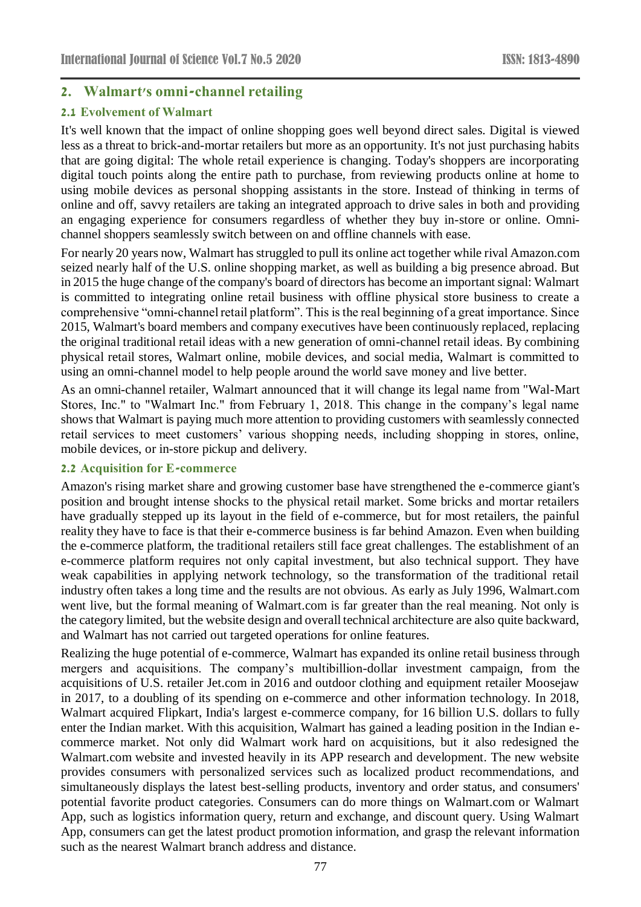## 2. Walmart's omni-channel retailing

### 2.1 Evolvement of Walmart

It's well known that the impact of online shopping goes well beyond direct sales. Digital is viewed less as a threat to brick-and-mortar retailers but more as an opportunity. It's not just purchasing habits that are going digital: The whole retail experience is changing. Today's shoppers are incorporating digital touch points along the entire path to purchase, from reviewing products online at home to using mobile devices as personal shopping assistants in the store. Instead of thinking in terms of online and off, savvy retailers are taking an integrated approach to drive sales in both and providing an engaging experience for consumers regardless of whether they buy in-store or online. Omni-channel shoppers seamlessly switch between on and offline channels with ease.

For nearly 20 years now, Walmart has struggled to pull its online act together while rival Amazon.com seized nearly half of the U.S. online shopping market, as well as building a big presence abroad. But in 2015 the huge change of the company's board of directors has become an important signal: Walmart is committed to integrating online retail business with offline physical store business to create a comprehensive "omni-channel retail platform". This is the real beginning of a great importance. Since 2015, Walmart's board members and company executives have been continuously replaced, replacing the original traditional retail ideas with a new generation of omni-channel retail ideas. By combining physical retail stores, Walmart online, mobile devices, and social media, Walmart is committed to using an omni-channel model to help people around the world save money and live better.

As an omni-channel retailer, Walmart announced that it will change its legal name from "Wal-Mart Stores, Inc." to "Walmart Inc." from February 1, 2018. This change in the company's legal name shows that Walmart is paying much more attention to providing customers with seamlessly connected retail services to meet customers' various shopping needs, including shopping in stores, online, mobile devices, or in-store pickup and delivery.

### 2.2 Acquisition for E-commerce

Amazon's rising market share and growing customer base have strengthened the e-commerce giant's position and brought intense shocks to the physical retail market. Some bricks and mortar retailers have gradually stepped up its layout in the field of e-commerce, but for most retailers, the painful reality they have to face is that their e-commerce business is far behind Amazon. Even when building the e-commerce platform, the traditional retailers still face great challenges. The establishment of an e-commerce platform requires not only capital investment, but also technical support. They have weak capabilities in applying network technology, so the transformation of the traditional retail industry often takes a long time and the results are not obvious. As early as July 1996, Walmart.com went live, but the formal meaning of Walmart.com is far greater than the real meaning. Not only is the category limited, but the website design and overall technical architecture are also quite backward, and Walmart has not carried out targeted operations for online features.

Realizing the huge potential of e-commerce, Walmart has expanded its online retail business through mergers and acquisitions. The company's multibillion-dollar investment campaign, from the acquisitions of U.S. retailer Jet.com in 2016 and outdoor clothing and equipment retailer Moosejaw in 2017, to a doubling of its spending on e-commerce and other information technology. In 2018, Walmart acquired Flipkart, India's largest e-commerce company, for 16 billion U.S. dollars to fully enter the Indian market. With this acquisition, Walmart has gained a leading position in the Indian e-commerce market. Not only did Walmart work hard on acquisitions, but it also redesigned the Walmart.com website and invested heavily in its APP research and development. The new website provides consumers with personalized services such as localized product recommendations, and simultaneously displays the latest best-selling products, inventory and order status, and consumers' potential favorite product categories. Consumers can do more things on Walmart.com or Walmart App, such as logistics information query, return and exchange, and discount query. Using Walmart App, consumers can get the latest product promotion information, and grasp the relevant information such as the nearest Walmart branch address and distance.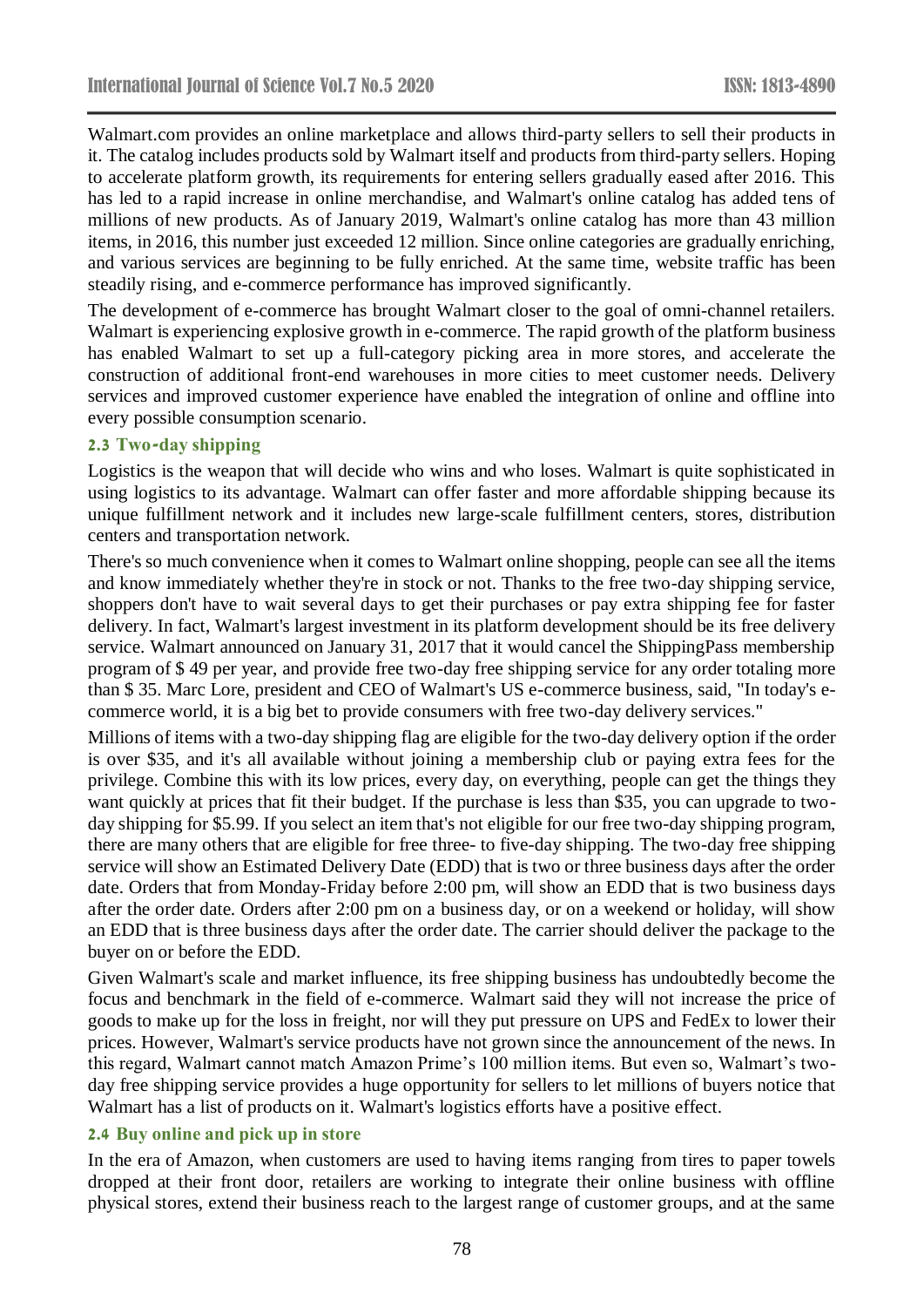Walmart.com provides an online marketplace and allows third-party sellers to sell their products in it. The catalog includes products sold by Walmart itself and products from third-party sellers. Hoping to accelerate platform growth, its requirements for entering sellers gradually eased after 2016. This has led to a rapid increase in online merchandise, and Walmart's online catalog has added tens of millions of new products. As of January 2019, Walmart's online catalog has more than 43 million items, in 2016, this number just exceeded 12 million. Since online categories are gradually enriching, and various services are beginning to be fully enriched. At the same time, website traffic has been steadily rising, and e-commerce performance has improved significantly.

The development of e-commerce has brought Walmart closer to the goal of omni-channel retailers. Walmart is experiencing explosive growth in e-commerce. The rapid growth of the platform business has enabled Walmart to set up a full-category picking area in more stores, and accelerate the construction of additional front-end warehouses in more cities to meet customer needs. Delivery services and improved customer experience have enabled the integration of online and offline into every possible consumption scenario.

### 2.3 Two-day shipping

Logistics is the weapon that will decide who wins and who loses. Walmart is quite sophisticated in using logistics to its advantage. Walmart can offer faster and more affordable shipping because its unique fulfillment network and it includes new large-scale fulfillment centers, stores, distribution centers and transportation network.

There's so much convenience when it comes to Walmart online shopping, people can see all the items and know immediately whether they're in stock or not. Thanks to the free two-day shipping service, shoppers don't have to wait several days to get their purchases or pay extra shipping fee for faster delivery. In fact, Walmart's largest investment in its platform development should be its free delivery service. Walmart announced on January 31, 2017 that it would cancel the ShippingPass membership program of $ 49 per year, and provide free two-day free shipping service for any order totaling more than $ 35. Marc Lore, president and CEO of Walmart's US e-commerce business, said, "In today's e-commerce world, it is a big bet to provide consumers with free two-day delivery services."

Millions of items with a two-day shipping flag are eligible for the two-day delivery option if the order is over $35, and it's all available without joining a membership club or paying extra fees for the privilege. Combine this with its low prices, every day, on everything, people can get the things they want quickly at prices that fit their budget. If the purchase is less than $35, you can upgrade to two-day shipping for $5.99. If you select an item that's not eligible for our free two-day shipping program, there are many others that are eligible for free three- to five-day shipping. The two-day free shipping service will show an Estimated Delivery Date (EDD) that is two or three business days after the order date. Orders that from Monday-Friday before 2:00 pm, will show an EDD that is two business days after the order date. Orders after 2:00 pm on a business day, or on a weekend or holiday, will show an EDD that is three business days after the order date. The carrier should deliver the package to the buyer on or before the EDD.

Given Walmart's scale and market influence, its free shipping business has undoubtedly become the focus and benchmark in the field of e-commerce. Walmart said they will not increase the price of goods to make up for the loss in freight, nor will they put pressure on UPS and FedEx to lower their prices. However, Walmart's service products have not grown since the announcement of the news. In this regard, Walmart cannot match Amazon Prime's 100 million items. But even so, Walmart's two-day free shipping service provides a huge opportunity for sellers to let millions of buyers notice that Walmart has a list of products on it. Walmart's logistics efforts have a positive effect.

### 2.4 Buy online and pick up in store

In the era of Amazon, when customers are used to having items ranging from tires to paper towels dropped at their front door, retailers are working to integrate their online business with offline physical stores, extend their business reach to the largest range of customer groups, and at the same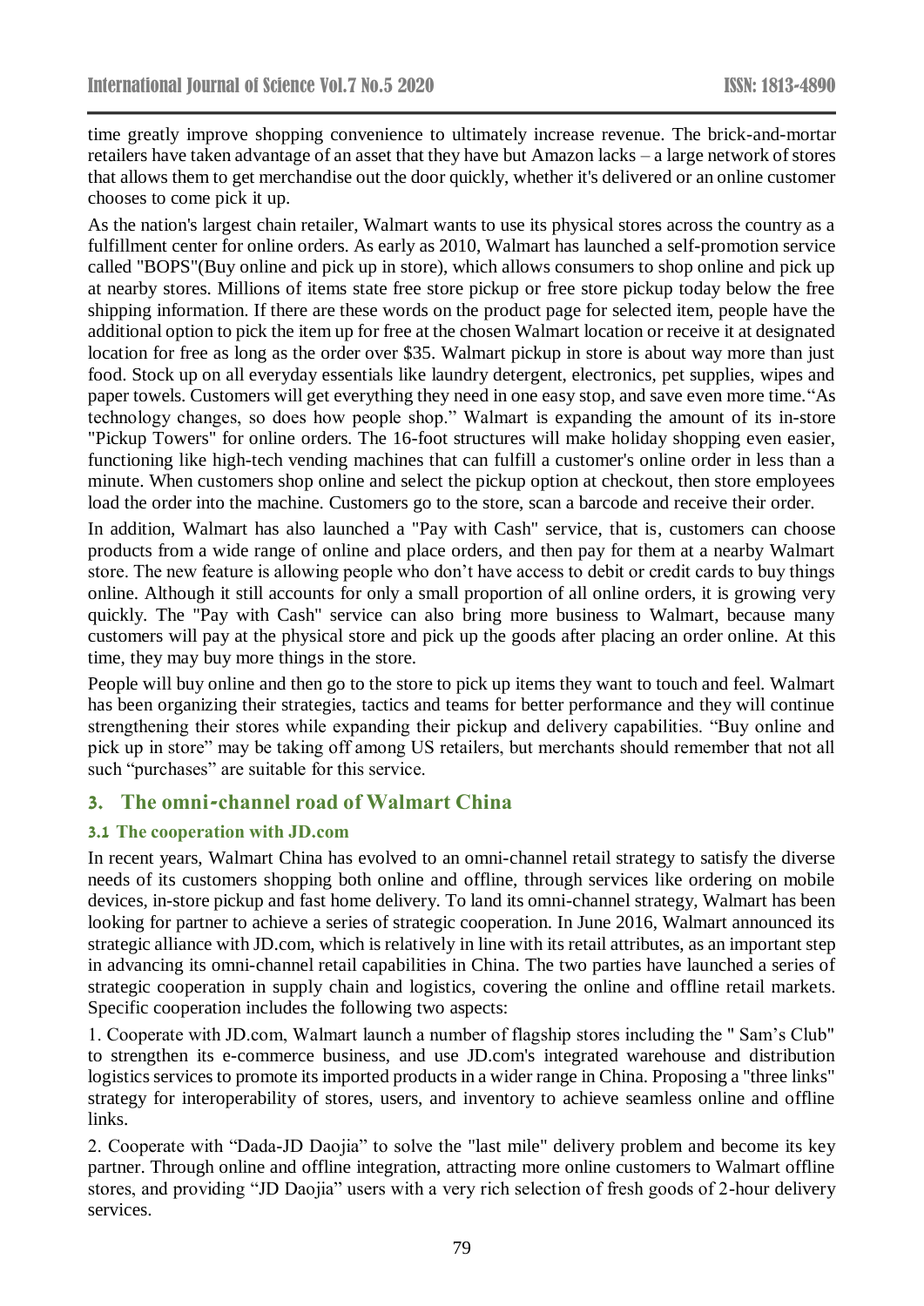time greatly improve shopping convenience to ultimately increase revenue. The brick-and-mortar retailers have taken advantage of an asset that they have but Amazon lacks – a large network of stores that allows them to get merchandise out the door quickly, whether it's delivered or an online customer chooses to come pick it up.

As the nation's largest chain retailer, Walmart wants to use its physical stores across the country as a fulfillment center for online orders. As early as 2010, Walmart has launched a self-promotion service called "BOPS"(Buy online and pick up in store), which allows consumers to shop online and pick up at nearby stores. Millions of items state free store pickup or free store pickup today below the free shipping information. If there are these words on the product page for selected item, people have the additional option to pick the item up for free at the chosen Walmart location or receive it at designated location for free as long as the order over $35. Walmart pickup in store is about way more than just food. Stock up on all everyday essentials like laundry detergent, electronics, pet supplies, wipes and paper towels. Customers will get everything they need in one easy stop, and save even more time."As technology changes, so does how people shop." Walmart is expanding the amount of its in-store "Pickup Towers" for online orders. The 16-foot structures will make holiday shopping even easier, functioning like high-tech vending machines that can fulfill a customer's online order in less than a minute. When customers shop online and select the pickup option at checkout, then store employees load the order into the machine. Customers go to the store, scan a barcode and receive their order.

In addition, Walmart has also launched a "Pay with Cash" service, that is, customers can choose products from a wide range of online and place orders, and then pay for them at a nearby Walmart store. The new feature is allowing people who don't have access to debit or credit cards to buy things online. Although it still accounts for only a small proportion of all online orders, it is growing very quickly. The "Pay with Cash" service can also bring more business to Walmart, because many customers will pay at the physical store and pick up the goods after placing an order online. At this time, they may buy more things in the store.

People will buy online and then go to the store to pick up items they want to touch and feel. Walmart has been organizing their strategies, tactics and teams for better performance and they will continue strengthening their stores while expanding their pickup and delivery capabilities. "Buy online and pick up in store" may be taking off among US retailers, but merchants should remember that not all such "purchases" are suitable for this service.

## 3. The omni-channel road of Walmart China

### 3.1 The cooperation with JD.com

In recent years, Walmart China has evolved to an omni-channel retail strategy to satisfy the diverse needs of its customers shopping both online and offline, through services like ordering on mobile devices, in-store pickup and fast home delivery. To land its omni-channel strategy, Walmart has been looking for partner to achieve a series of strategic cooperation. In June 2016, Walmart announced its strategic alliance with JD.com, which is relatively in line with its retail attributes, as an important step in advancing its omni-channel retail capabilities in China. The two parties have launched a series of strategic cooperation in supply chain and logistics, covering the online and offline retail markets. Specific cooperation includes the following two aspects:

1. Cooperate with JD.com, Walmart launch a number of flagship stores including the " Sam's Club" to strengthen its e-commerce business, and use JD.com's integrated warehouse and distribution logistics services to promote its imported products in a wider range in China. Proposing a "three links" strategy for interoperability of stores, users, and inventory to achieve seamless online and offline links.

2. Cooperate with "Dada-JD Daojia" to solve the "last mile" delivery problem and become its key partner. Through online and offline integration, attracting more online customers to Walmart offline stores, and providing "JD Daojia" users with a very rich selection of fresh goods of 2-hour delivery services.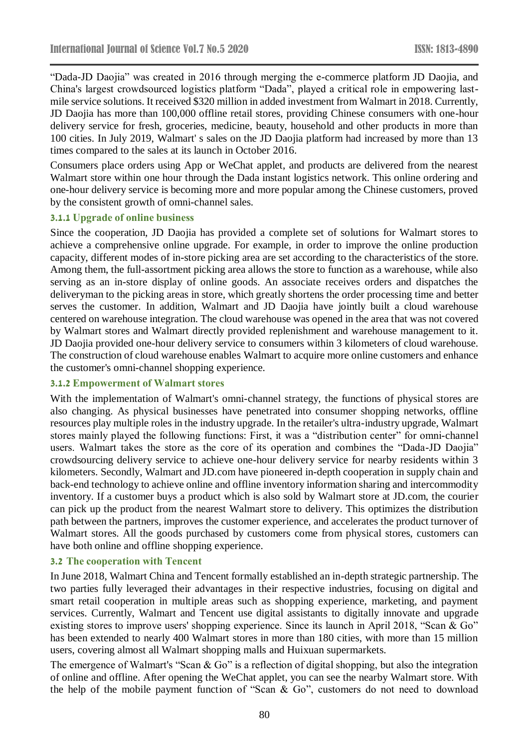"Dada-JD Daojia" was created in 2016 through merging the e-commerce platform JD Daojia, and China's largest crowdsourced logistics platform "Dada", played a critical role in empowering last-mile service solutions. It received $320 million in added investment from Walmart in 2018. Currently, JD Daojia has more than 100,000 offline retail stores, providing Chinese consumers with one-hour delivery service for fresh, groceries, medicine, beauty, household and other products in more than 100 cities. In July 2019, Walmart' s sales on the JD Daojia platform had increased by more than 13 times compared to the sales at its launch in October 2016.

Consumers place orders using App or WeChat applet, and products are delivered from the nearest Walmart store within one hour through the Dada instant logistics network. This online ordering and one-hour delivery service is becoming more and more popular among the Chinese customers, proved by the consistent growth of omni-channel sales.

### 3.1.1 Upgrade of online business

Since the cooperation, JD Daojia has provided a complete set of solutions for Walmart stores to achieve a comprehensive online upgrade. For example, in order to improve the online production capacity, different modes of in-store picking area are set according to the characteristics of the store. Among them, the full-assortment picking area allows the store to function as a warehouse, while also serving as an in-store display of online goods. An associate receives orders and dispatches the deliveryman to the picking areas in store, which greatly shortens the order processing time and better serves the customer. In addition, Walmart and JD Daojia have jointly built a cloud warehouse centered on warehouse integration. The cloud warehouse was opened in the area that was not covered by Walmart stores and Walmart directly provided replenishment and warehouse management to it. JD Daojia provided one-hour delivery service to consumers within 3 kilometers of cloud warehouse. The construction of cloud warehouse enables Walmart to acquire more online customers and enhance the customer's omni-channel shopping experience.

### 3.1.2 Empowerment of Walmart stores

With the implementation of Walmart's omni-channel strategy, the functions of physical stores are also changing. As physical businesses have penetrated into consumer shopping networks, offline resources play multiple roles in the industry upgrade. In the retailer's ultra-industry upgrade, Walmart stores mainly played the following functions: First, it was a "distribution center" for omni-channel users. Walmart takes the store as the core of its operation and combines the "Dada-JD Daojia" crowdsourcing delivery service to achieve one-hour delivery service for nearby residents within 3 kilometers. Secondly, Walmart and JD.com have pioneered in-depth cooperation in supply chain and back-end technology to achieve online and offline inventory information sharing and intercommodity inventory. If a customer buys a product which is also sold by Walmart store at JD.com, the courier can pick up the product from the nearest Walmart store to delivery. This optimizes the distribution path between the partners, improves the customer experience, and accelerates the product turnover of Walmart stores. All the goods purchased by customers come from physical stores, customers can have both online and offline shopping experience.

## 3.2 The cooperation with Tencent

In June 2018, Walmart China and Tencent formally established an in-depth strategic partnership. The two parties fully leveraged their advantages in their respective industries, focusing on digital and smart retail cooperation in multiple areas such as shopping experience, marketing, and payment services. Currently, Walmart and Tencent use digital assistants to digitally innovate and upgrade existing stores to improve users' shopping experience. Since its launch in April 2018, "Scan & Go" has been extended to nearly 400 Walmart stores in more than 180 cities, with more than 15 million users, covering almost all Walmart shopping malls and Huixuan supermarkets.

The emergence of Walmart's "Scan & Go" is a reflection of digital shopping, but also the integration of online and offline. After opening the WeChat applet, you can see the nearby Walmart store. With the help of the mobile payment function of "Scan & Go", customers do not need to download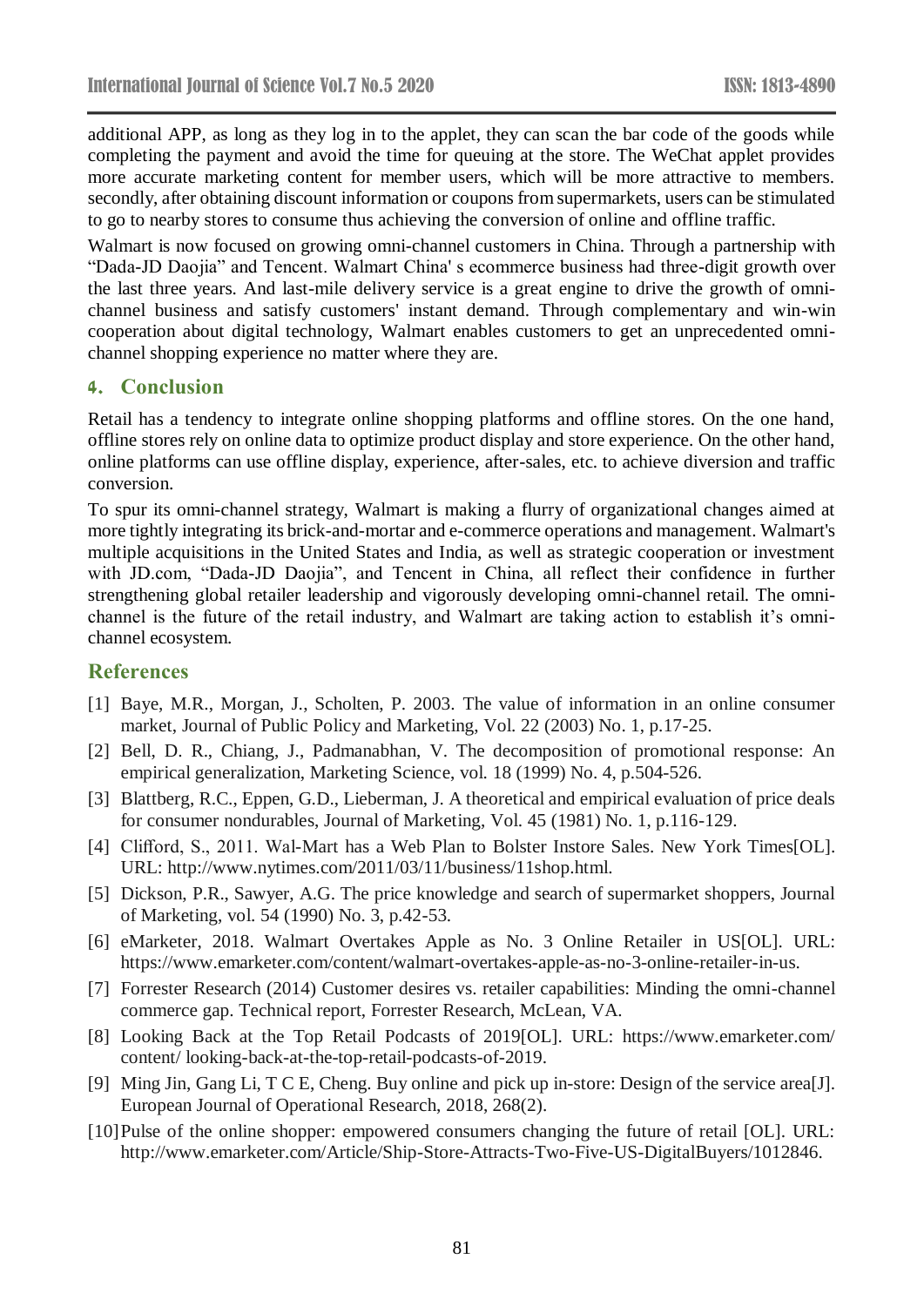additional APP, as long as they log in to the applet, they can scan the bar code of the goods while completing the payment and avoid the time for queuing at the store. The WeChat applet provides more accurate marketing content for member users, which will be more attractive to members. secondly, after obtaining discount information or coupons from supermarkets, users can be stimulated to go to nearby stores to consume thus achieving the conversion of online and offline traffic.

Walmart is now focused on growing omni-channel customers in China. Through a partnership with "Dada-JD Daojia" and Tencent. Walmart China' s ecommerce business had three-digit growth over the last three years. And last-mile delivery service is a great engine to drive the growth of omni-channel business and satisfy customers' instant demand. Through complementary and win-win cooperation about digital technology, Walmart enables customers to get an unprecedented omni-channel shopping experience no matter where they are.

## 4. Conclusion

Retail has a tendency to integrate online shopping platforms and offline stores. On the one hand, offline stores rely on online data to optimize product display and store experience. On the other hand, online platforms can use offline display, experience, after-sales, etc. to achieve diversion and traffic conversion.

To spur its omni-channel strategy, Walmart is making a flurry of organizational changes aimed at more tightly integrating its brick-and-mortar and e-commerce operations and management. Walmart's multiple acquisitions in the United States and India, as well as strategic cooperation or investment with JD.com, "Dada-JD Daojia", and Tencent in China, all reflect their confidence in further strengthening global retailer leadership and vigorously developing omni-channel retail. The omni-channel is the future of the retail industry, and Walmart are taking action to establish it's omni-channel ecosystem.

## References

[1] Baye, M.R., Morgan, J., Scholten, P. 2003. The value of information in an online consumer market, Journal of Public Policy and Marketing, Vol. 22 (2003) No. 1, p.17-25.

[2] Bell, D. R., Chiang, J., Padmanabhan, V. The decomposition of promotional response: An empirical generalization, Marketing Science, vol. 18 (1999) No. 4, p.504-526.

[3] Blattberg, R.C., Eppen, G.D., Lieberman, J. A theoretical and empirical evaluation of price deals for consumer nondurables, Journal of Marketing, Vol. 45 (1981) No. 1, p.116-129.

[4] Clifford, S., 2011. Wal-Mart has a Web Plan to Bolster Instore Sales. New York Times[OL]. URL: http://www.nytimes.com/2011/03/11/business/11shop.html.

[5] Dickson, P.R., Sawyer, A.G. The price knowledge and search of supermarket shoppers, Journal of Marketing, vol. 54 (1990) No. 3, p.42-53.

[6] eMarketer, 2018. Walmart Overtakes Apple as No. 3 Online Retailer in US[OL]. URL: https://www.emarketer.com/content/walmart-overtakes-apple-as-no-3-online-retailer-in-us.

[7] Forrester Research (2014) Customer desires vs. retailer capabilities: Minding the omni-channel commerce gap. Technical report, Forrester Research, McLean, VA.

[8] Looking Back at the Top Retail Podcasts of 2019[OL]. URL: https://www.emarketer.com/ content/ looking-back-at-the-top-retail-podcasts-of-2019.

[9] Ming Jin, Gang Li, T C E, Cheng. Buy online and pick up in-store: Design of the service area[J]. European Journal of Operational Research, 2018, 268(2).

[10] Pulse of the online shopper: empowered consumers changing the future of retail [OL]. URL: http://www.emarketer.com/Article/Ship-Store-Attracts-Two-Five-US-DigitalBuyers/1012846.